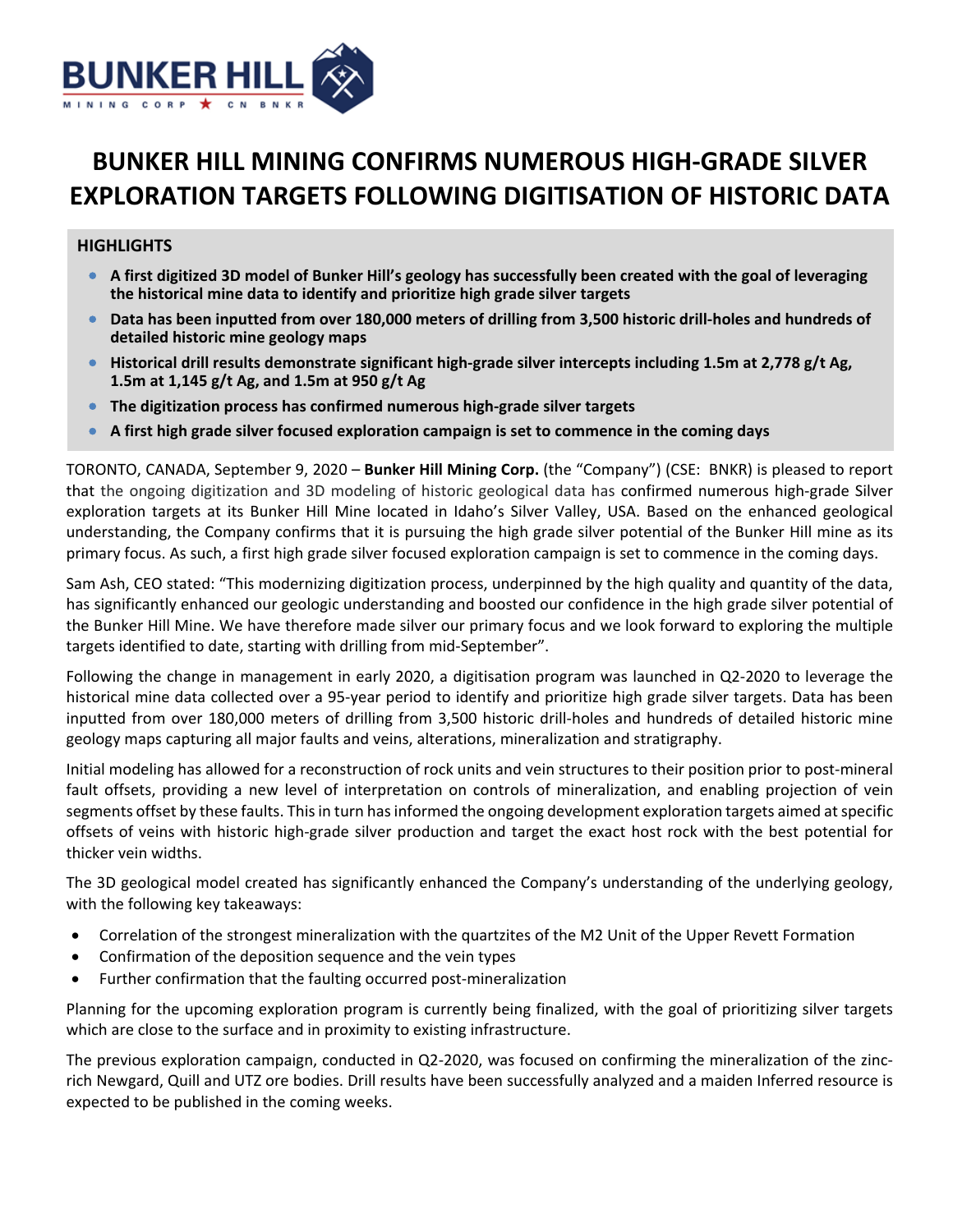BUNKER HILL
MINING CORP ★ CN BNKR

# BUNKER HILL MINING CONFIRMS NUMEROUS HIGH-GRADE SILVER EXPLORATION TARGETS FOLLOWING DIGITISATION OF HISTORIC DATA

## HIGHLIGHTS

- **A first digitized 3D model of Bunker Hill's geology has successfully been created with the goal of leveraging the historical mine data to identify and prioritize high grade silver targets**
- **Data has been inputted from over 180,000 meters of drilling from 3,500 historic drill-holes and hundreds of detailed historic mine geology maps**
- **Historical drill results demonstrate significant high-grade silver intercepts including 1.5m at 2,778 g/t Ag, 1.5m at 1,145 g/t Ag, and 1.5m at 950 g/t Ag**
- **The digitization process has confirmed numerous high-grade silver targets**
- **A first high grade silver focused exploration campaign is set to commence in the coming days**

TORONTO, CANADA, September 9, 2020 – **Bunker Hill Mining Corp.** (the "Company") (CSE: BNKR) is pleased to report that the ongoing digitization and 3D modeling of historic geological data has confirmed numerous high-grade Silver exploration targets at its Bunker Hill Mine located in Idaho's Silver Valley, USA. Based on the enhanced geological understanding, the Company confirms that it is pursuing the high grade silver potential of the Bunker Hill mine as its primary focus. As such, a first high grade silver focused exploration campaign is set to commence in the coming days.

Sam Ash, CEO stated: "This modernizing digitization process, underpinned by the high quality and quantity of the data, has significantly enhanced our geologic understanding and boosted our confidence in the high grade silver potential of the Bunker Hill Mine. We have therefore made silver our primary focus and we look forward to exploring the multiple targets identified to date, starting with drilling from mid-September".

Following the change in management in early 2020, a digitisation program was launched in Q2-2020 to leverage the historical mine data collected over a 95-year period to identify and prioritize high grade silver targets. Data has been inputted from over 180,000 meters of drilling from 3,500 historic drill-holes and hundreds of detailed historic mine geology maps capturing all major faults and veins, alterations, mineralization and stratigraphy.

Initial modeling has allowed for a reconstruction of rock units and vein structures to their position prior to post-mineral fault offsets, providing a new level of interpretation on controls of mineralization, and enabling projection of vein segments offset by these faults. This in turn has informed the ongoing development exploration targets aimed at specific offsets of veins with historic high-grade silver production and target the exact host rock with the best potential for thicker vein widths.

The 3D geological model created has significantly enhanced the Company's understanding of the underlying geology, with the following key takeaways:

- Correlation of the strongest mineralization with the quartzites of the M2 Unit of the Upper Revett Formation
- Confirmation of the deposition sequence and the vein types
- Further confirmation that the faulting occurred post-mineralization

Planning for the upcoming exploration program is currently being finalized, with the goal of prioritizing silver targets which are close to the surface and in proximity to existing infrastructure.

The previous exploration campaign, conducted in Q2-2020, was focused on confirming the mineralization of the zinc-rich Newgard, Quill and UTZ ore bodies. Drill results have been successfully analyzed and a maiden Inferred resource is expected to be published in the coming weeks.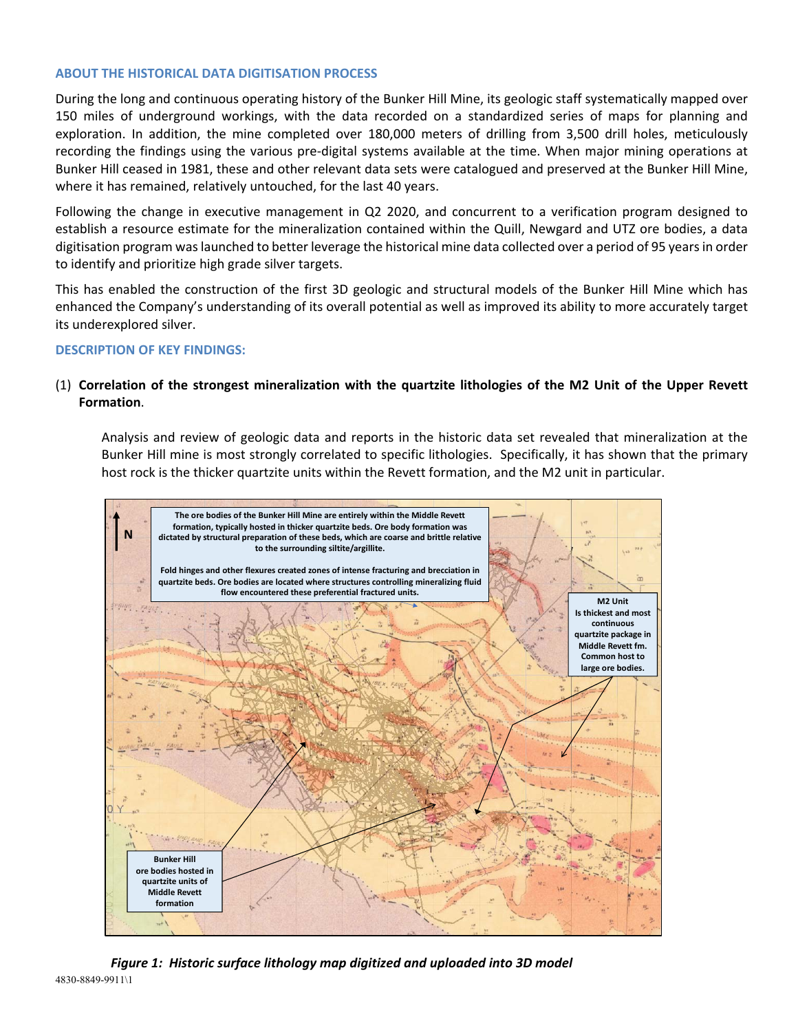## ABOUT THE HISTORICAL DATA DIGITISATION PROCESS

During the long and continuous operating history of the Bunker Hill Mine, its geologic staff systematically mapped over 150 miles of underground workings, with the data recorded on a standardized series of maps for planning and exploration. In addition, the mine completed over 180,000 meters of drilling from 3,500 drill holes, meticulously recording the findings using the various pre-digital systems available at the time. When major mining operations at Bunker Hill ceased in 1981, these and other relevant data sets were catalogued and preserved at the Bunker Hill Mine, where it has remained, relatively untouched, for the last 40 years.

Following the change in executive management in Q2 2020, and concurrent to a verification program designed to establish a resource estimate for the mineralization contained within the Quill, Newgard and UTZ ore bodies, a data digitisation program was launched to better leverage the historical mine data collected over a period of 95 years in order to identify and prioritize high grade silver targets.

This has enabled the construction of the first 3D geologic and structural models of the Bunker Hill Mine which has enhanced the Company's understanding of its overall potential as well as improved its ability to more accurately target its underexplored silver.

## DESCRIPTION OF KEY FINDINGS:

(1) **Correlation of the strongest mineralization with the quartzite lithologies of the M2 Unit of the Upper Revett Formation**.

Analysis and review of geologic data and reports in the historic data set revealed that mineralization at the Bunker Hill mine is most strongly correlated to specific lithologies. Specifically, it has shown that the primary host rock is the thicker quartzite units within the Revett formation, and the M2 unit in particular.

*Figure 1: Historic surface lithology map digitized and uploaded into 3D model*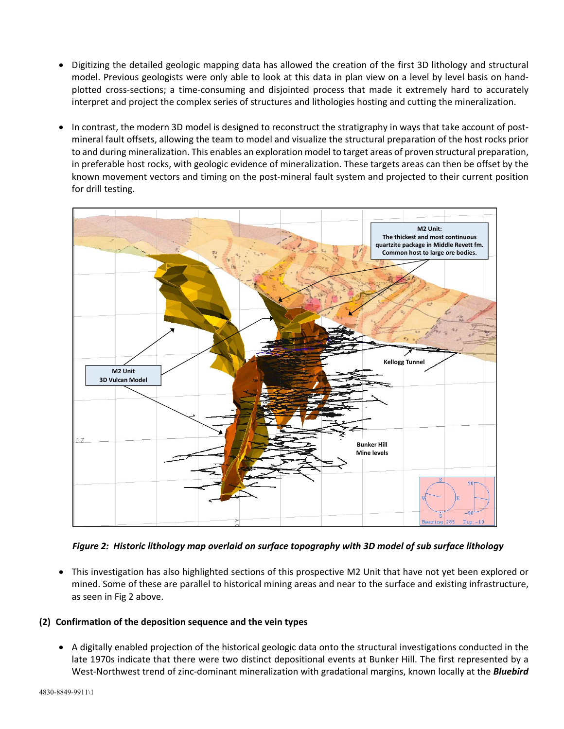- Digitizing the detailed geologic mapping data has allowed the creation of the first 3D lithology and structural model. Previous geologists were only able to look at this data in plan view on a level by level basis on hand-plotted cross-sections; a time-consuming and disjointed process that made it extremely hard to accurately interpret and project the complex series of structures and lithologies hosting and cutting the mineralization.

- In contrast, the modern 3D model is designed to reconstruct the stratigraphy in ways that take account of post-mineral fault offsets, allowing the team to model and visualize the structural preparation of the host rocks prior to and during mineralization. This enables an exploration model to target areas of proven structural preparation, in preferable host rocks, with geologic evidence of mineralization. These targets areas can then be offset by the known movement vectors and timing on the post-mineral fault system and projected to their current position for drill testing.

***Figure 2: Historic lithology map overlaid on surface topography with 3D model of sub surface lithology***

- This investigation has also highlighted sections of this prospective M2 Unit that have not yet been explored or mined. Some of these are parallel to historical mining areas and near to the surface and existing infrastructure, as seen in Fig 2 above.

**(2) Confirmation of the deposition sequence and the vein types**

- A digitally enabled projection of the historical geologic data onto the structural investigations conducted in the late 1970s indicate that there were two distinct depositional events at Bunker Hill. The first represented by a West-Northwest trend of zinc-dominant mineralization with gradational margins, known locally at the ***Bluebird***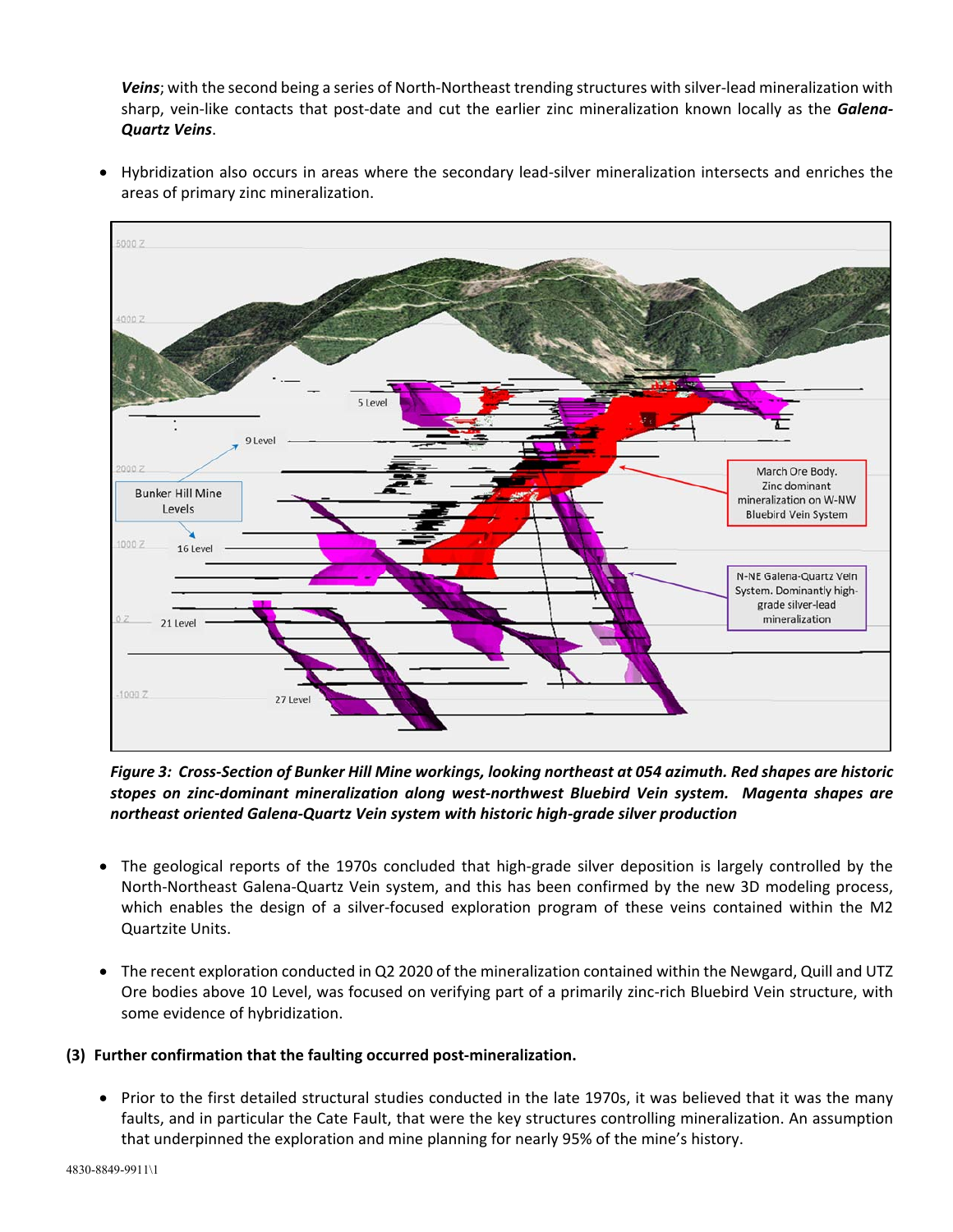*Veins*; with the second being a series of North-Northeast trending structures with silver-lead mineralization with sharp, vein-like contacts that post-date and cut the earlier zinc mineralization known locally as the ***Galena-Quartz Veins***.

- Hybridization also occurs in areas where the secondary lead-silver mineralization intersects and enriches the areas of primary zinc mineralization.

***Figure 3: Cross-Section of Bunker Hill Mine workings, looking northeast at 054 azimuth. Red shapes are historic stopes on zinc-dominant mineralization along west-northwest Bluebird Vein system. Magenta shapes are northeast oriented Galena-Quartz Vein system with historic high-grade silver production***

- The geological reports of the 1970s concluded that high-grade silver deposition is largely controlled by the North-Northeast Galena-Quartz Vein system, and this has been confirmed by the new 3D modeling process, which enables the design of a silver-focused exploration program of these veins contained within the M2 Quartzite Units.

- The recent exploration conducted in Q2 2020 of the mineralization contained within the Newgard, Quill and UTZ Ore bodies above 10 Level, was focused on verifying part of a primarily zinc-rich Bluebird Vein structure, with some evidence of hybridization.

**(3) Further confirmation that the faulting occurred post-mineralization.**

- Prior to the first detailed structural studies conducted in the late 1970s, it was believed that it was the many faults, and in particular the Cate Fault, that were the key structures controlling mineralization. An assumption that underpinned the exploration and mine planning for nearly 95% of the mine's history.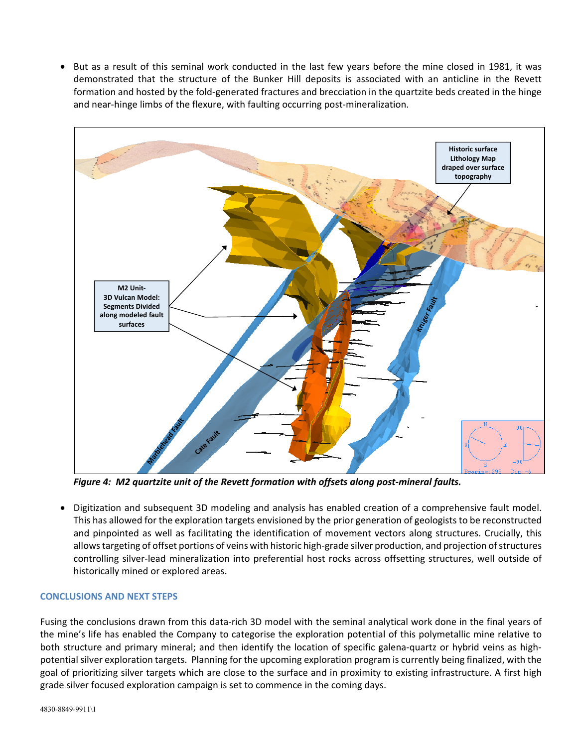- But as a result of this seminal work conducted in the last few years before the mine closed in 1981, it was demonstrated that the structure of the Bunker Hill deposits is associated with an anticline in the Revett formation and hosted by the fold-generated fractures and brecciation in the quartzite beds created in the hinge and near-hinge limbs of the flexure, with faulting occurring post-mineralization.

*Figure 4: M2 quartzite unit of the Revett formation with offsets along post-mineral faults.*

- Digitization and subsequent 3D modeling and analysis has enabled creation of a comprehensive fault model. This has allowed for the exploration targets envisioned by the prior generation of geologists to be reconstructed and pinpointed as well as facilitating the identification of movement vectors along structures. Crucially, this allows targeting of offset portions of veins with historic high-grade silver production, and projection of structures controlling silver-lead mineralization into preferential host rocks across offsetting structures, well outside of historically mined or explored areas.

### CONCLUSIONS AND NEXT STEPS

Fusing the conclusions drawn from this data-rich 3D model with the seminal analytical work done in the final years of the mine's life has enabled the Company to categorise the exploration potential of this polymetallic mine relative to both structure and primary mineral; and then identify the location of specific galena-quartz or hybrid veins as high-potential silver exploration targets. Planning for the upcoming exploration program is currently being finalized, with the goal of prioritizing silver targets which are close to the surface and in proximity to existing infrastructure. A first high grade silver focused exploration campaign is set to commence in the coming days.

4830-8849-9911\1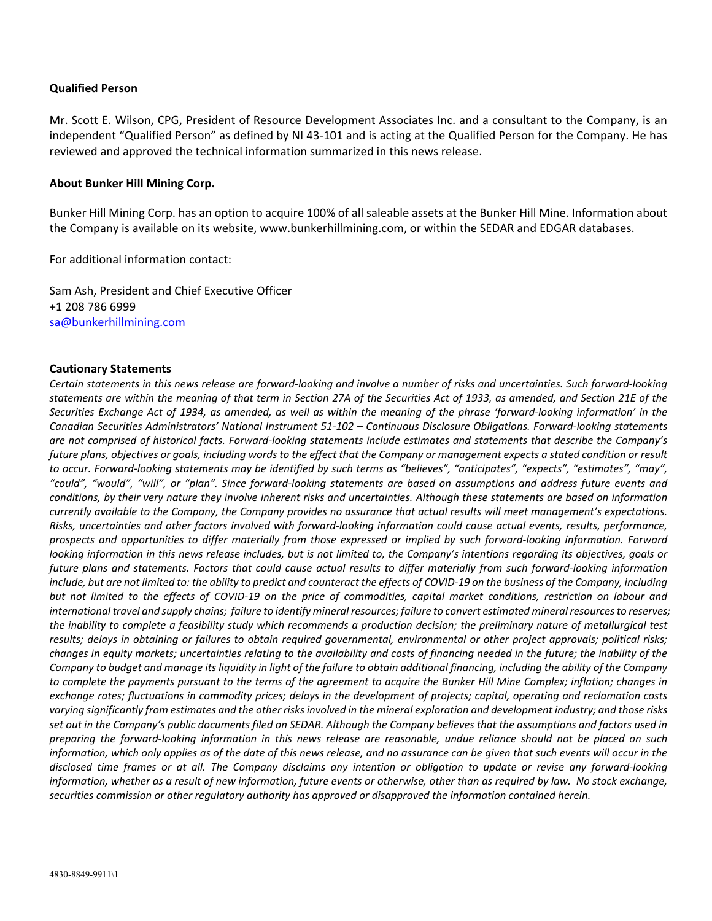**Qualified Person**

Mr. Scott E. Wilson, CPG, President of Resource Development Associates Inc. and a consultant to the Company, is an independent "Qualified Person" as defined by NI 43-101 and is acting at the Qualified Person for the Company. He has reviewed and approved the technical information summarized in this news release.

**About Bunker Hill Mining Corp.**

Bunker Hill Mining Corp. has an option to acquire 100% of all saleable assets at the Bunker Hill Mine. Information about the Company is available on its website, www.bunkerhillmining.com, or within the SEDAR and EDGAR databases.

For additional information contact:

Sam Ash, President and Chief Executive Officer
+1 208 786 6999
sa@bunkerhillmining.com

**Cautionary Statements**

*Certain statements in this news release are forward-looking and involve a number of risks and uncertainties. Such forward-looking statements are within the meaning of that term in Section 27A of the Securities Act of 1933, as amended, and Section 21E of the Securities Exchange Act of 1934, as amended, as well as within the meaning of the phrase 'forward-looking information' in the Canadian Securities Administrators' National Instrument 51-102 – Continuous Disclosure Obligations. Forward-looking statements are not comprised of historical facts. Forward-looking statements include estimates and statements that describe the Company's future plans, objectives or goals, including words to the effect that the Company or management expects a stated condition or result to occur. Forward-looking statements may be identified by such terms as "believes", "anticipates", "expects", "estimates", "may", "could", "would", "will", or "plan". Since forward-looking statements are based on assumptions and address future events and conditions, by their very nature they involve inherent risks and uncertainties. Although these statements are based on information currently available to the Company, the Company provides no assurance that actual results will meet management's expectations. Risks, uncertainties and other factors involved with forward-looking information could cause actual events, results, performance, prospects and opportunities to differ materially from those expressed or implied by such forward-looking information. Forward looking information in this news release includes, but is not limited to, the Company's intentions regarding its objectives, goals or future plans and statements. Factors that could cause actual results to differ materially from such forward-looking information include, but are not limited to: the ability to predict and counteract the effects of COVID-19 on the business of the Company, including but not limited to the effects of COVID-19 on the price of commodities, capital market conditions, restriction on labour and international travel and supply chains; failure to identify mineral resources; failure to convert estimated mineral resources to reserves; the inability to complete a feasibility study which recommends a production decision; the preliminary nature of metallurgical test results; delays in obtaining or failures to obtain required governmental, environmental or other project approvals; political risks; changes in equity markets; uncertainties relating to the availability and costs of financing needed in the future; the inability of the Company to budget and manage its liquidity in light of the failure to obtain additional financing, including the ability of the Company to complete the payments pursuant to the terms of the agreement to acquire the Bunker Hill Mine Complex; inflation; changes in exchange rates; fluctuations in commodity prices; delays in the development of projects; capital, operating and reclamation costs varying significantly from estimates and the other risks involved in the mineral exploration and development industry; and those risks set out in the Company's public documents filed on SEDAR. Although the Company believes that the assumptions and factors used in preparing the forward-looking information in this news release are reasonable, undue reliance should not be placed on such information, which only applies as of the date of this news release, and no assurance can be given that such events will occur in the disclosed time frames or at all. The Company disclaims any intention or obligation to update or revise any forward-looking information, whether as a result of new information, future events or otherwise, other than as required by law. No stock exchange, securities commission or other regulatory authority has approved or disapproved the information contained herein.*

4830-8849-9911\1